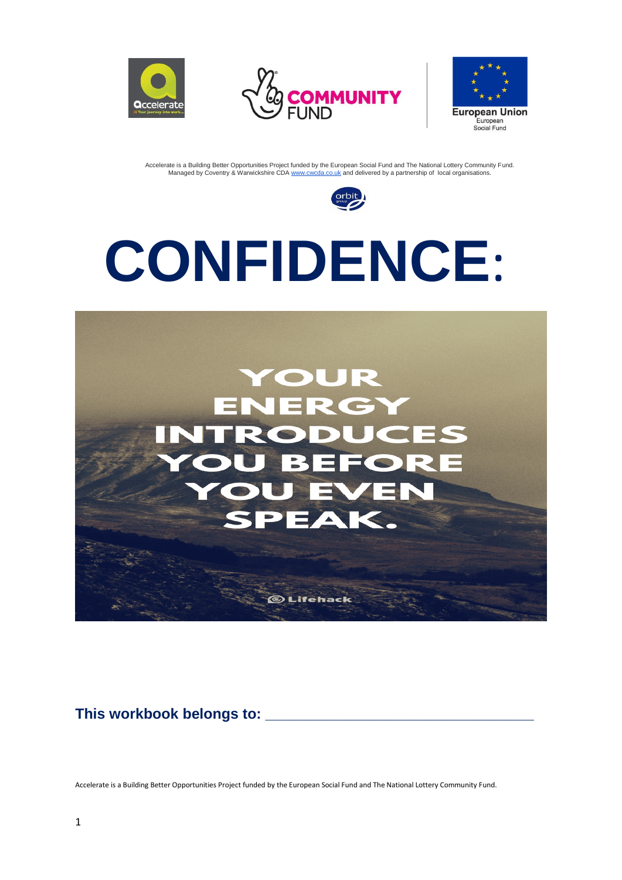Accelerate is a Building Better Opportunities Project funded by the European Social Fund and The National Lottery Community Fund.
Managed by Coventry & Warwickshire CDA www.cwcda.co.uk and delivered by a partnership of local organisations.

# CONFIDENCE:

YOUR ENERGY INTRODUCES YOU BEFORE YOU EVEN SPEAK.

**This workbook belongs to: ___________________________________**

Accelerate is a Building Better Opportunities Project funded by the European Social Fund and The National Lottery Community Fund.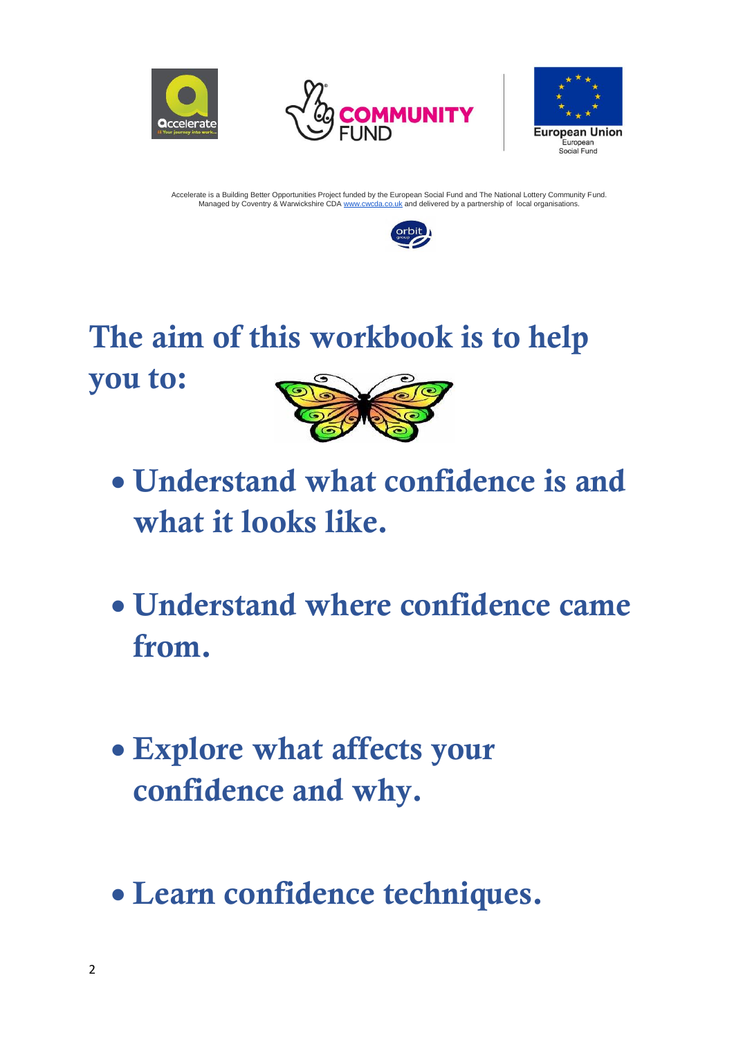Accelerate is a Building Better Opportunities Project funded by the European Social Fund and The National Lottery Community Fund. Managed by Coventry & Warwickshire CDA www.cwcda.co.uk and delivered by a partnership of local organisations.

# The aim of this workbook is to help you to:

- **Understand what confidence is and what it looks like.**
- **Understand where confidence came from.**
- **Explore what affects your confidence and why.**
- **Learn confidence techniques.**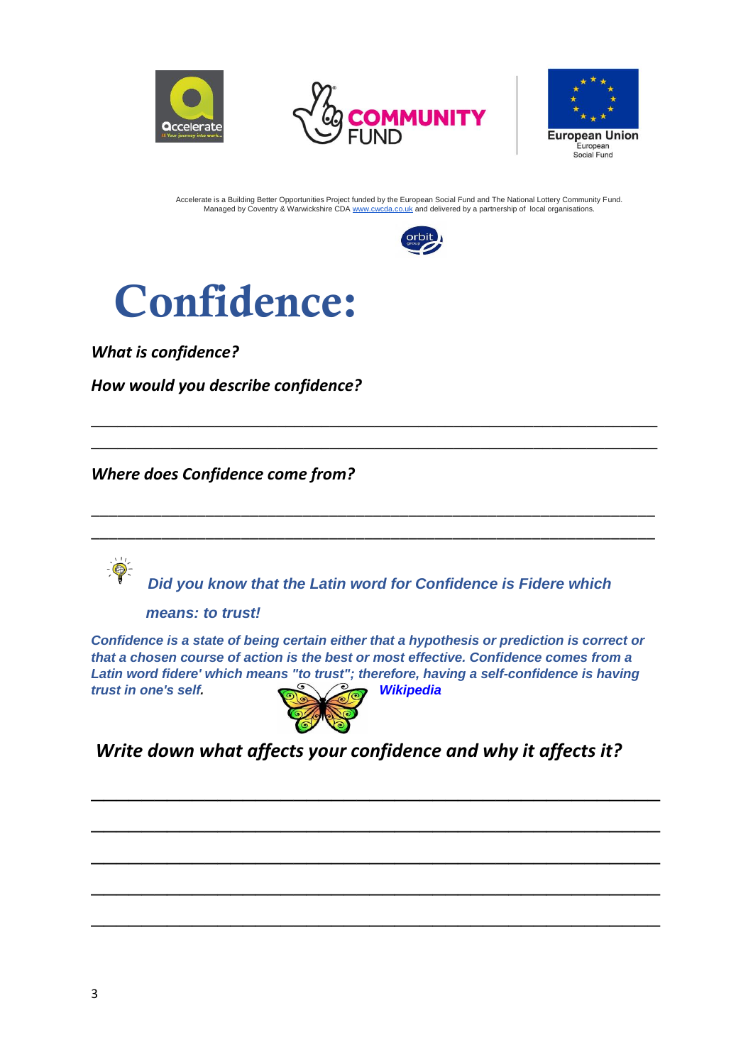Accelerate is a Building Better Opportunities Project funded by the European Social Fund and The National Lottery Community Fund. Managed by Coventry & Warwickshire CDA www.cwcda.co.uk and delivered by a partnership of local organisations.

# Confidence:

***What is confidence?***

***How would you describe confidence?***

_______________________________________________________________________________

_______________________________________________________________________________

***Where does Confidence come from?***

_______________________________________________________________________________

_______________________________________________________________________________

***Did you know that the Latin word for Confidence is Fidere which means: to trust!***

***Confidence is a state of being certain either that a hypothesis or prediction is correct or that a chosen course of action is the best or most effective. Confidence comes from a Latin word fidere' which means "to trust"; therefore, having a self-confidence is having trust in one's self.*** ***Wikipedia***

***Write down what affects your confidence and why it affects it?***

_______________________________________________________________________________

_______________________________________________________________________________

_______________________________________________________________________________

_______________________________________________________________________________

_______________________________________________________________________________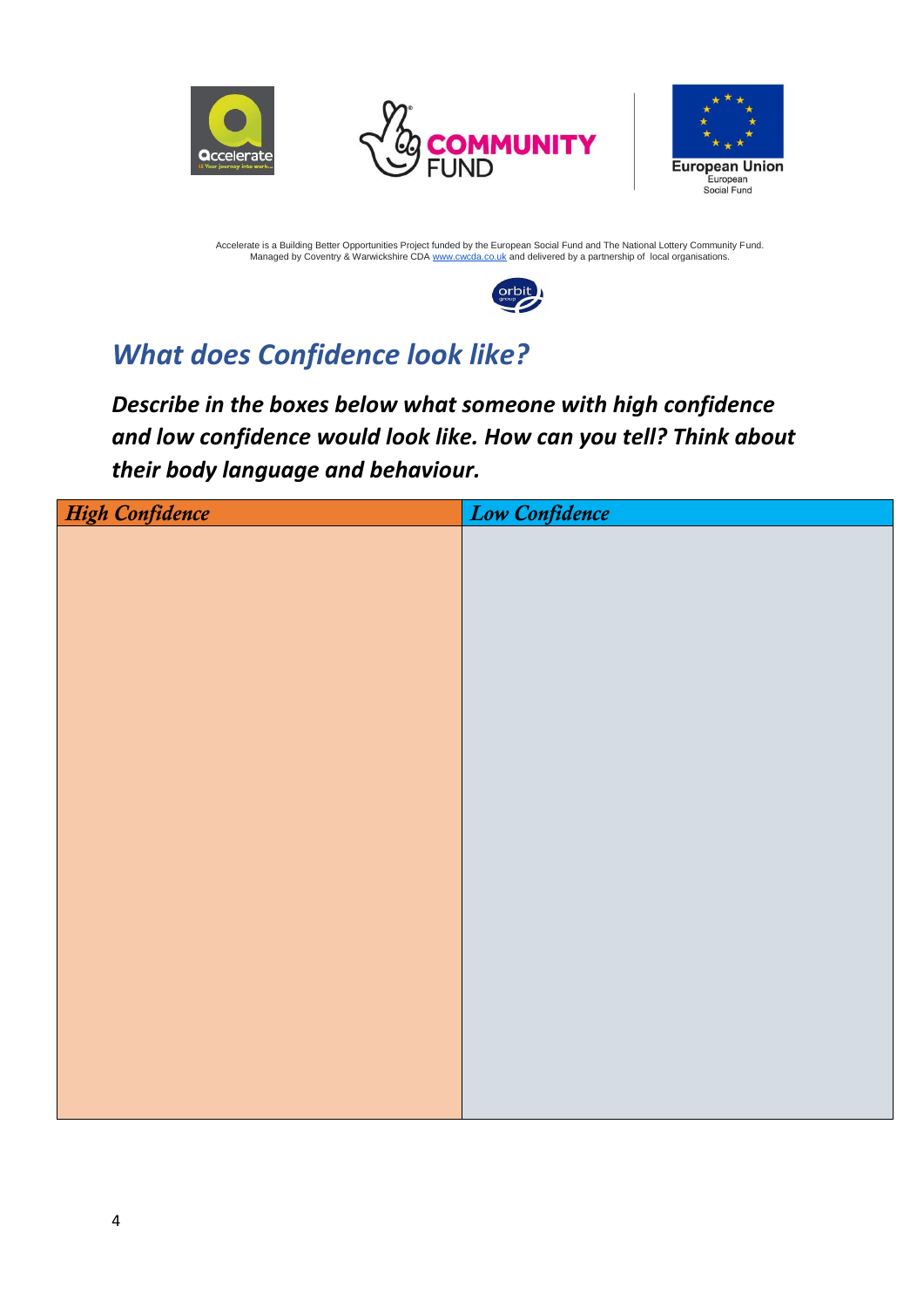Accelerate is a Building Better Opportunities Project funded by the European Social Fund and The National Lottery Community Fund.
Managed by Coventry & Warwickshire CDA www.cwcda.co.uk and delivered by a partnership of local organisations.

## *What does Confidence look like?*

***Describe in the boxes below what someone with high confidence and low confidence would look like. How can you tell? Think about their body language and behaviour.***

| *High Confidence* | *Low Confidence* |
| --- | --- |
| | |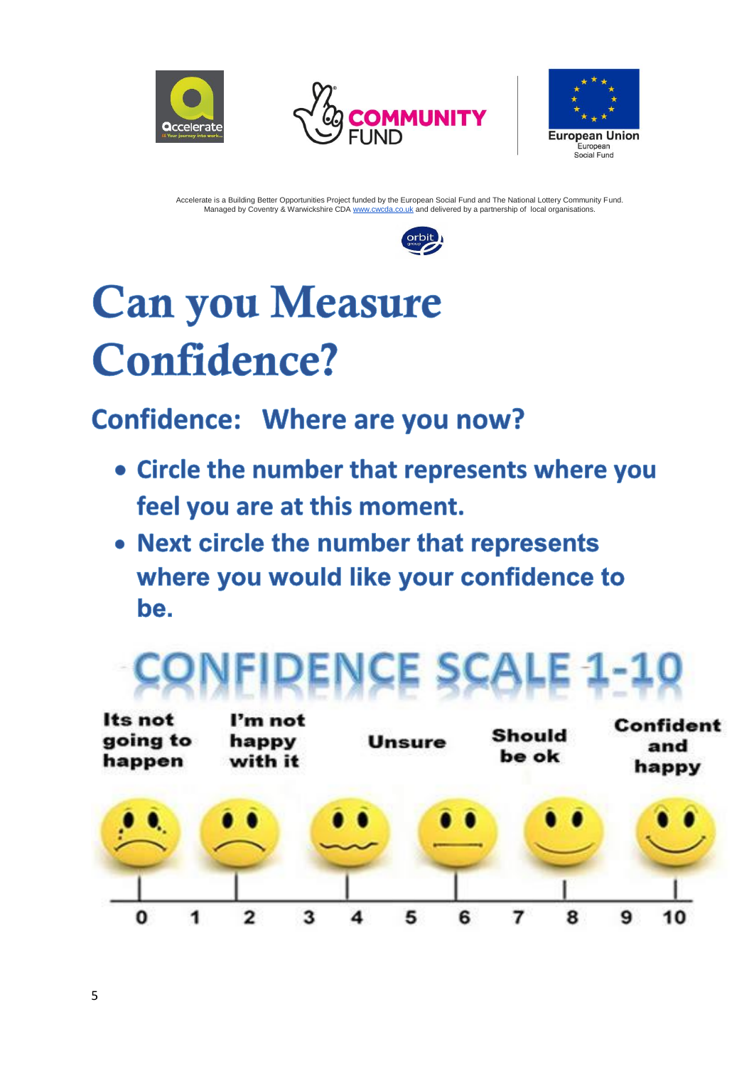Accelerate is a Building Better Opportunities Project funded by the European Social Fund and The National Lottery Community Fund. Managed by Coventry & Warwickshire CDA www.cwcda.co.uk and delivered by a partnership of local organisations.

# Can you Measure Confidence?

## Confidence: Where are you now?

- Circle the number that represents where you feel you are at this moment.
- Next circle the number that represents where you would like your confidence to be.

## CONFIDENCE SCALE 1-10

| Its not going to happen | I'm not happy with it | Unsure | | Should be ok | Confident and happy |
|---|---|---|---|---|---|

0 1 2 3 4 5 6 7 8 9 10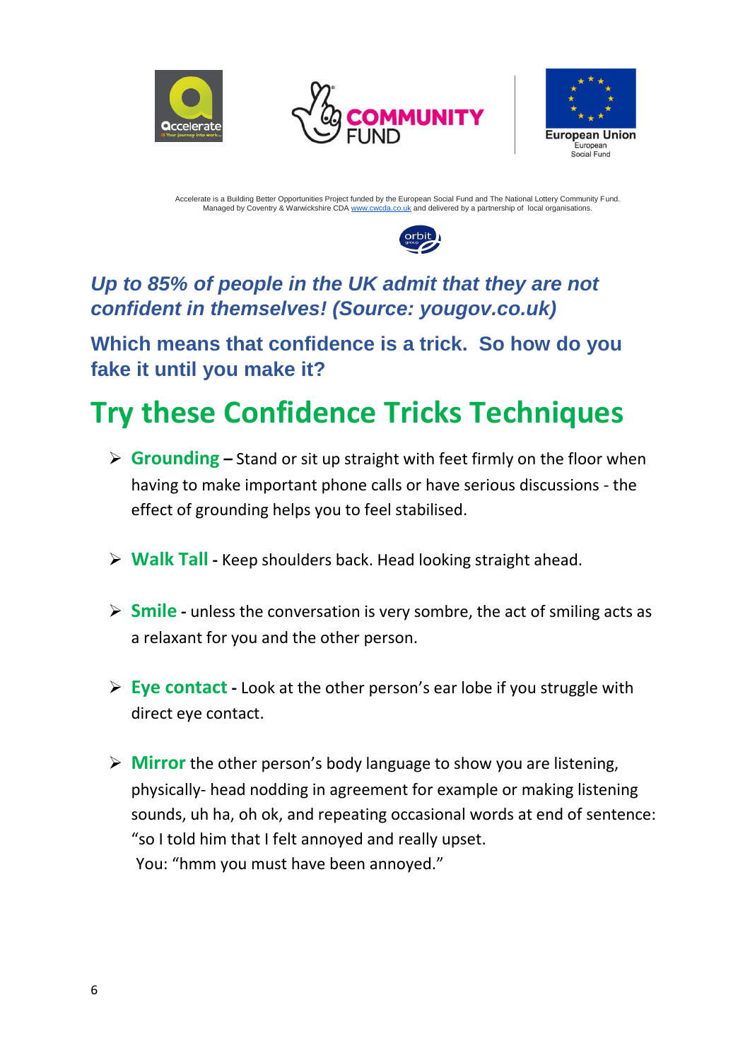Accelerate is a Building Better Opportunities Project funded by the European Social Fund and The National Lottery Community Fund. Managed by Coventry & Warwickshire CDA www.cwcda.co.uk and delivered by a partnership of local organisations.

***Up to 85% of people in the UK admit that they are not confident in themselves! (Source: yougov.co.uk)***

**Which means that confidence is a trick. So how do you fake it until you make it?**

# Try these Confidence Tricks Techniques

- **Grounding –** Stand or sit up straight with feet firmly on the floor when having to make important phone calls or have serious discussions - the effect of grounding helps you to feel stabilised.
- **Walk Tall -** Keep shoulders back. Head looking straight ahead.
- **Smile -** unless the conversation is very sombre, the act of smiling acts as a relaxant for you and the other person.
- **Eye contact -** Look at the other person's ear lobe if you struggle with direct eye contact.
- **Mirror** the other person's body language to show you are listening, physically- head nodding in agreement for example or making listening sounds, uh ha, oh ok, and repeating occasional words at end of sentence: "so I told him that I felt annoyed and really upset.
  You: "hmm you must have been annoyed."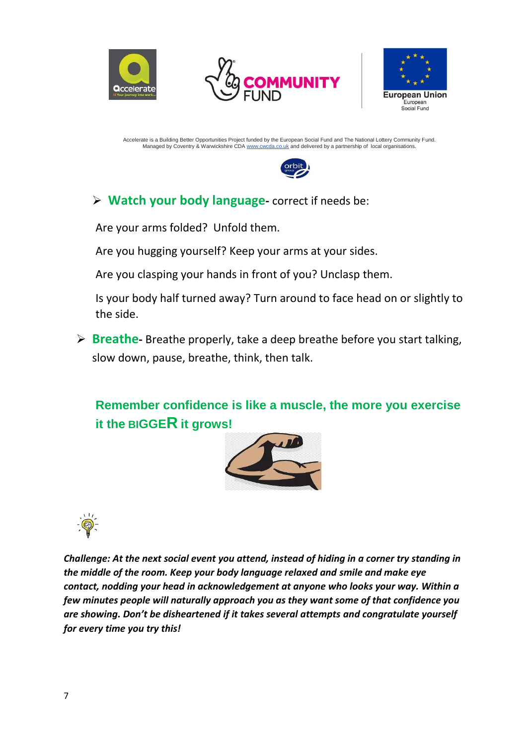Accelerate is a Building Better Opportunities Project funded by the European Social Fund and The National Lottery Community Fund. Managed by Coventry & Warwickshire CDA www.cwcda.co.uk and delivered by a partnership of local organisations.

- **Watch your body language-** correct if needs be:

  Are your arms folded? Unfold them.

  Are you hugging yourself? Keep your arms at your sides.

  Are you clasping your hands in front of you? Unclasp them.

  Is your body half turned away? Turn around to face head on or slightly to the side.

- **Breathe-** Breathe properly, take a deep breathe before you start talking, slow down, pause, breathe, think, then talk.

**Remember confidence is like a muscle, the more you exercise it the BIGGER it grows!**

***Challenge: At the next social event you attend, instead of hiding in a corner try standing in the middle of the room. Keep your body language relaxed and smile and make eye contact, nodding your head in acknowledgement at anyone who looks your way. Within a few minutes people will naturally approach you as they want some of that confidence you are showing. Don't be disheartened if it takes several attempts and congratulate yourself for every time you try this!***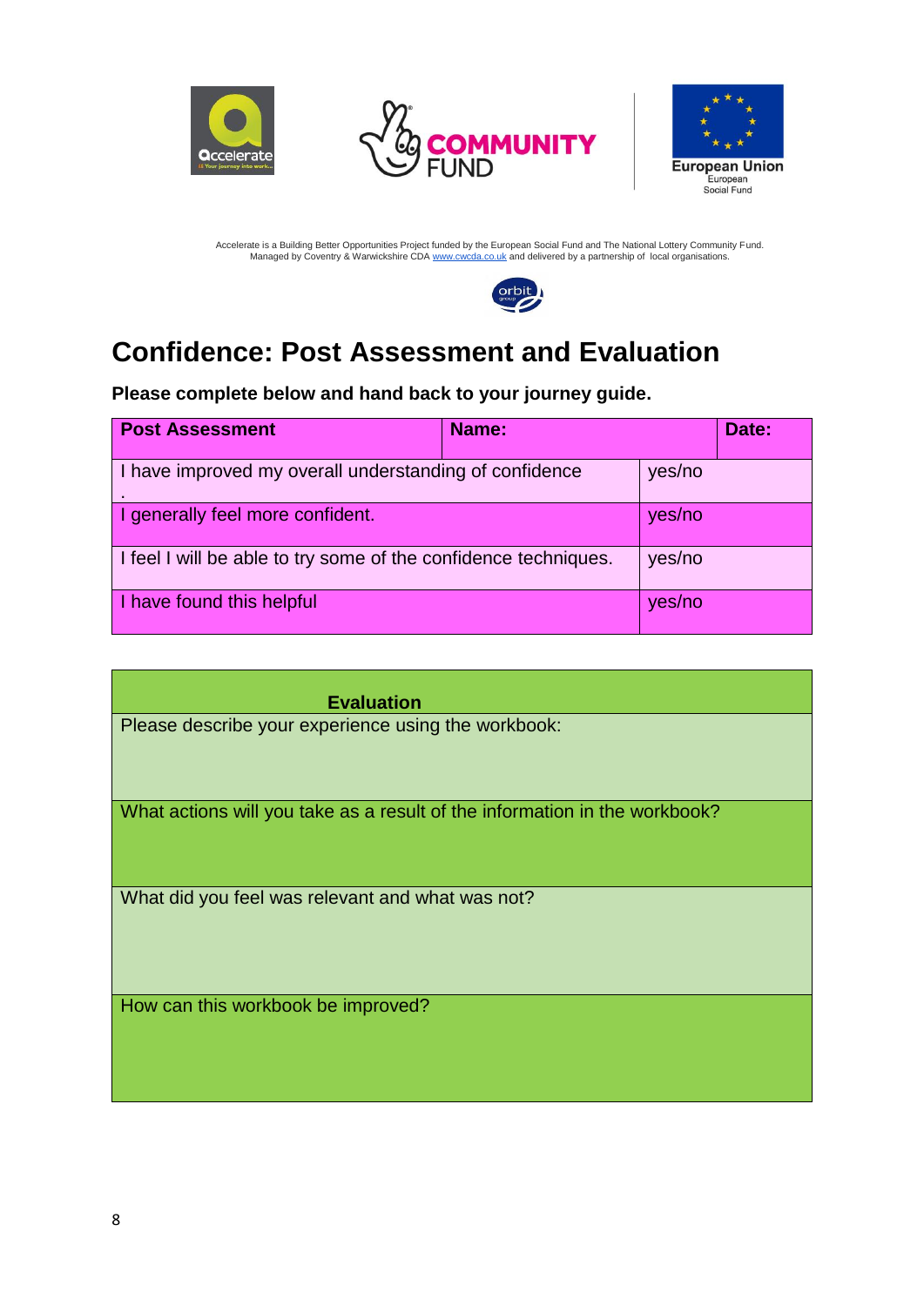Accelerate is a Building Better Opportunities Project funded by the European Social Fund and The National Lottery Community Fund. Managed by Coventry & Warwickshire CDA www.cwcda.co.uk and delivered by a partnership of local organisations.

# Confidence: Post Assessment and Evaluation

**Please complete below and hand back to your journey guide.**

| **Post Assessment** | **Name:** | **Date:** |
|---|---|---|
| I have improved my overall understanding of confidence . | yes/no | |
| I generally feel more confident. | yes/no | |
| I feel I will be able to try some of the confidence techniques. | yes/no | |
| I have found this helpful | yes/no | |

| **Evaluation** |
|---|
| Please describe your experience using the workbook: |
| What actions will you take as a result of the information in the workbook? |
| What did you feel was relevant and what was not? |
| How can this workbook be improved? |